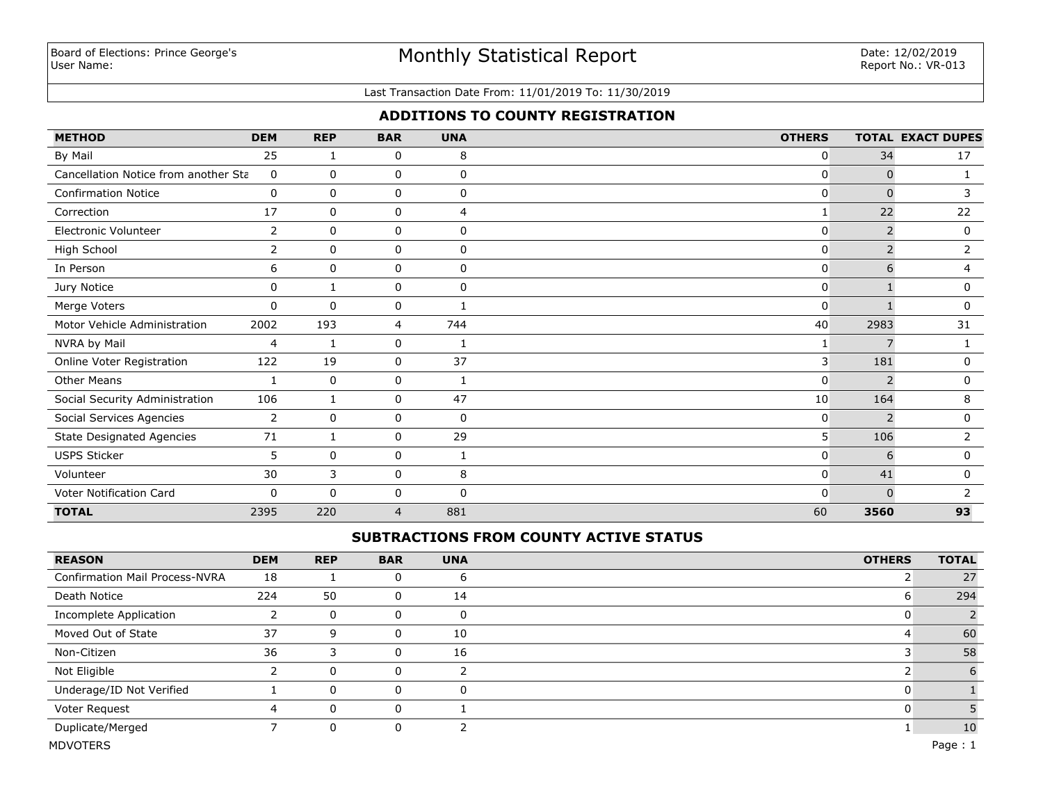Board of Elections: Prince George's
User Name:

# Monthly Statistical Report

Date: 12/02/2019
Report No.: VR-013

Last Transaction Date From: 11/01/2019 To: 11/30/2019

## ADDITIONS TO COUNTY REGISTRATION

| METHOD | DEM | REP | BAR | UNA | OTHERS | TOTAL | EXACT DUPES |
|---|---|---|---|---|---|---|---|
| By Mail | 25 | 1 | 0 | 8 | 0 | 34 | 17 |
| Cancellation Notice from another Sta | 0 | 0 | 0 | 0 | 0 | 0 | 1 |
| Confirmation Notice | 0 | 0 | 0 | 0 | 0 | 0 | 3 |
| Correction | 17 | 0 | 0 | 4 | 1 | 22 | 22 |
| Electronic Volunteer | 2 | 0 | 0 | 0 | 0 | 2 | 0 |
| High School | 2 | 0 | 0 | 0 | 0 | 2 | 2 |
| In Person | 6 | 0 | 0 | 0 | 0 | 6 | 4 |
| Jury Notice | 0 | 1 | 0 | 0 | 0 | 1 | 0 |
| Merge Voters | 0 | 0 | 0 | 1 | 0 | 1 | 0 |
| Motor Vehicle Administration | 2002 | 193 | 4 | 744 | 40 | 2983 | 31 |
| NVRA by Mail | 4 | 1 | 0 | 1 | 1 | 7 | 1 |
| Online Voter Registration | 122 | 19 | 0 | 37 | 3 | 181 | 0 |
| Other Means | 1 | 0 | 0 | 1 | 0 | 2 | 0 |
| Social Security Administration | 106 | 1 | 0 | 47 | 10 | 164 | 8 |
| Social Services Agencies | 2 | 0 | 0 | 0 | 0 | 2 | 0 |
| State Designated Agencies | 71 | 1 | 0 | 29 | 5 | 106 | 2 |
| USPS Sticker | 5 | 0 | 0 | 1 | 0 | 6 | 0 |
| Volunteer | 30 | 3 | 0 | 8 | 0 | 41 | 0 |
| Voter Notification Card | 0 | 0 | 0 | 0 | 0 | 0 | 2 |
| **TOTAL** | 2395 | 220 | 4 | 881 | 60 | **3560** | **93** |

## SUBTRACTIONS FROM COUNTY ACTIVE STATUS

| REASON | DEM | REP | BAR | UNA | OTHERS | TOTAL |
|---|---|---|---|---|---|---|
| Confirmation Mail Process-NVRA | 18 | 1 | 0 | 6 | 2 | 27 |
| Death Notice | 224 | 50 | 0 | 14 | 6 | 294 |
| Incomplete Application | 2 | 0 | 0 | 0 | 0 | 2 |
| Moved Out of State | 37 | 9 | 0 | 10 | 4 | 60 |
| Non-Citizen | 36 | 3 | 0 | 16 | 3 | 58 |
| Not Eligible | 2 | 0 | 0 | 2 | 2 | 6 |
| Underage/ID Not Verified | 1 | 0 | 0 | 0 | 0 | 1 |
| Voter Request | 4 | 0 | 0 | 1 | 0 | 5 |
| Duplicate/Merged | 7 | 0 | 0 | 2 | 1 | 10 |

MDVOTERS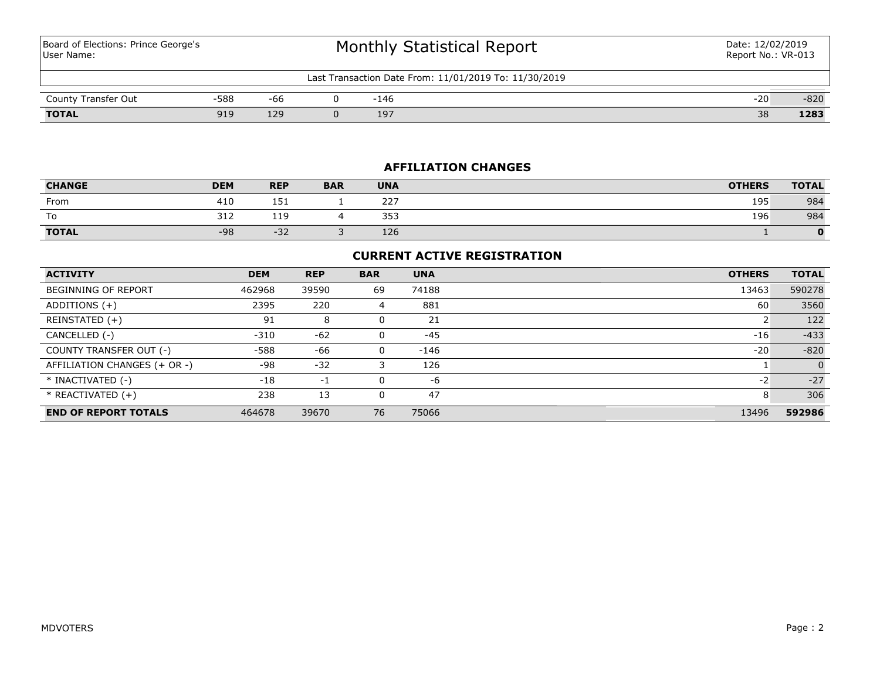| Board of Elections: Prince George's User Name: | Monthly Statistical Report | Date: 12/02/2019 Report No.: VR-013 |
|---|---|---|

Last Transaction Date From: 11/01/2019 To: 11/30/2019

| | DEM | REP | BAR | UNA | OTHERS | TOTAL |
|---|---|---|---|---|---|---|
| County Transfer Out | -588 | -66 | 0 | -146 | -20 | -820 |
| **TOTAL** | 919 | 129 | 0 | 197 | 38 | **1283** |

## AFFILIATION CHANGES

| CHANGE | DEM | REP | BAR | UNA | OTHERS | TOTAL |
|---|---|---|---|---|---|---|
| From | 410 | 151 | 1 | 227 | 195 | 984 |
| To | 312 | 119 | 4 | 353 | 196 | 984 |
| **TOTAL** | -98 | -32 | 3 | 126 | 1 | **0** |

## CURRENT ACTIVE REGISTRATION

| ACTIVITY | DEM | REP | BAR | UNA | OTHERS | TOTAL |
|---|---|---|---|---|---|---|
| BEGINNING OF REPORT | 462968 | 39590 | 69 | 74188 | 13463 | 590278 |
| ADDITIONS (+) | 2395 | 220 | 4 | 881 | 60 | 3560 |
| REINSTATED (+) | 91 | 8 | 0 | 21 | 2 | 122 |
| CANCELLED (-) | -310 | -62 | 0 | -45 | -16 | -433 |
| COUNTY TRANSFER OUT (-) | -588 | -66 | 0 | -146 | -20 | -820 |
| AFFILIATION CHANGES (+ OR -) | -98 | -32 | 3 | 126 | 1 | 0 |
| * INACTIVATED (-) | -18 | -1 | 0 | -6 | -2 | -27 |
| * REACTIVATED (+) | 238 | 13 | 0 | 47 | 8 | 306 |
| **END OF REPORT TOTALS** | 464678 | 39670 | 76 | 75066 | 13496 | **592986** |

MDVOTERS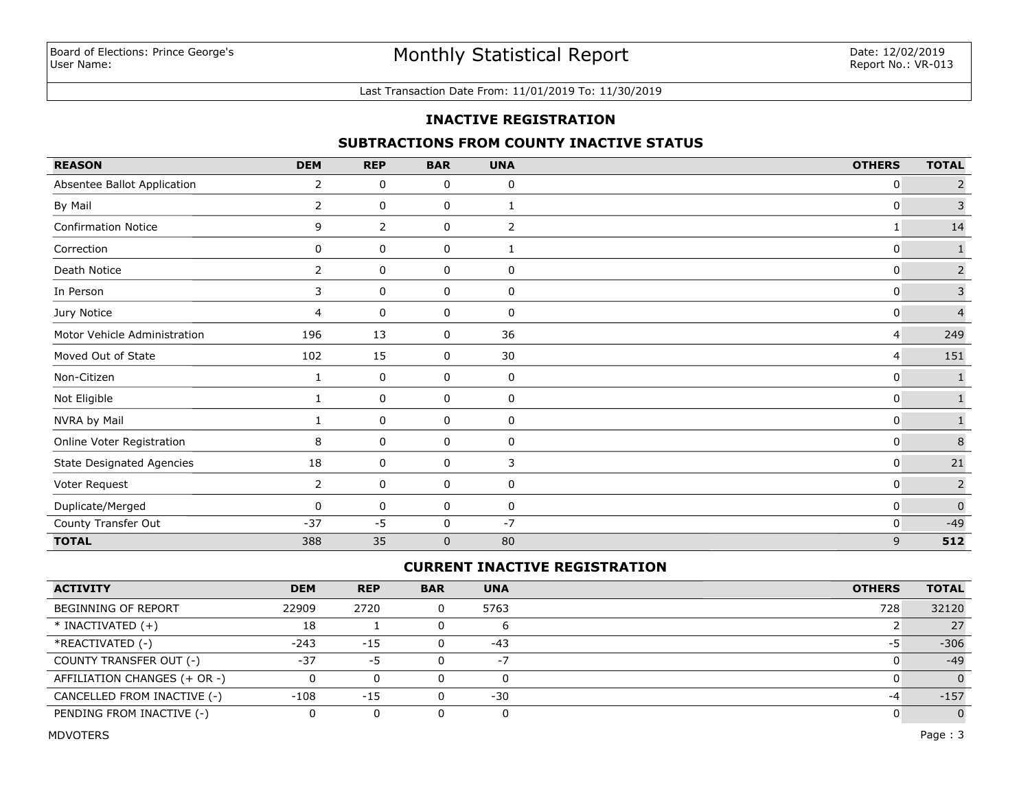Board of Elections: Prince George's
User Name:

# Monthly Statistical Report

Date: 12/02/2019
Report No.: VR-013

Last Transaction Date From: 11/01/2019 To: 11/30/2019

## INACTIVE REGISTRATION

### SUBTRACTIONS FROM COUNTY INACTIVE STATUS

| REASON | DEM | REP | BAR | UNA | OTHERS | TOTAL |
|---|---|---|---|---|---|---|
| Absentee Ballot Application | 2 | 0 | 0 | 0 | 0 | 2 |
| By Mail | 2 | 0 | 0 | 1 | 0 | 3 |
| Confirmation Notice | 9 | 2 | 0 | 2 | 1 | 14 |
| Correction | 0 | 0 | 0 | 1 | 0 | 1 |
| Death Notice | 2 | 0 | 0 | 0 | 0 | 2 |
| In Person | 3 | 0 | 0 | 0 | 0 | 3 |
| Jury Notice | 4 | 0 | 0 | 0 | 0 | 4 |
| Motor Vehicle Administration | 196 | 13 | 0 | 36 | 4 | 249 |
| Moved Out of State | 102 | 15 | 0 | 30 | 4 | 151 |
| Non-Citizen | 1 | 0 | 0 | 0 | 0 | 1 |
| Not Eligible | 1 | 0 | 0 | 0 | 0 | 1 |
| NVRA by Mail | 1 | 0 | 0 | 0 | 0 | 1 |
| Online Voter Registration | 8 | 0 | 0 | 0 | 0 | 8 |
| State Designated Agencies | 18 | 0 | 0 | 3 | 0 | 21 |
| Voter Request | 2 | 0 | 0 | 0 | 0 | 2 |
| Duplicate/Merged | 0 | 0 | 0 | 0 | 0 | 0 |
| County Transfer Out | -37 | -5 | 0 | -7 | 0 | -49 |
| **TOTAL** | 388 | 35 | 0 | 80 | 9 | **512** |

### CURRENT INACTIVE REGISTRATION

| ACTIVITY | DEM | REP | BAR | UNA | OTHERS | TOTAL |
|---|---|---|---|---|---|---|
| BEGINNING OF REPORT | 22909 | 2720 | 0 | 5763 | 728 | 32120 |
| * INACTIVATED (+) | 18 | 1 | 0 | 6 | 2 | 27 |
| *REACTIVATED (-) | -243 | -15 | 0 | -43 | -5 | -306 |
| COUNTY TRANSFER OUT (-) | -37 | -5 | 0 | -7 | 0 | -49 |
| AFFILIATION CHANGES (+ OR -) | 0 | 0 | 0 | 0 | 0 | 0 |
| CANCELLED FROM INACTIVE (-) | -108 | -15 | 0 | -30 | -4 | -157 |
| PENDING FROM INACTIVE (-) | 0 | 0 | 0 | 0 | 0 | 0 |

MDVOTERS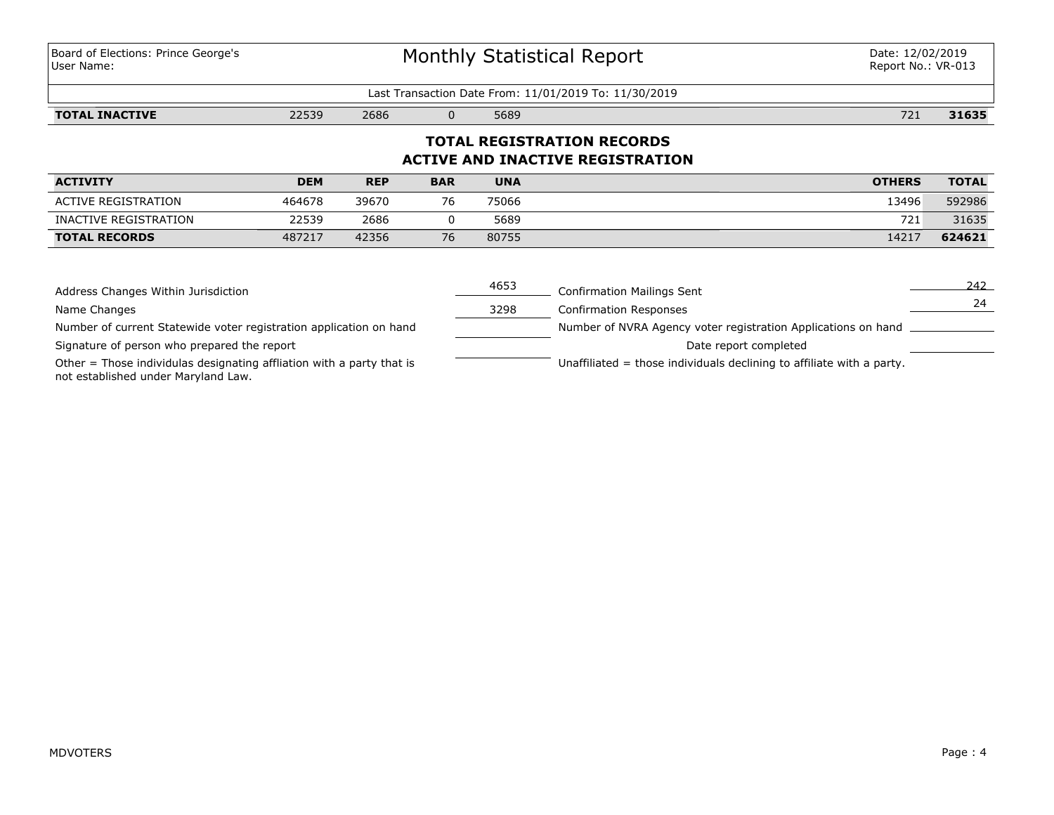| | | | | | |
|---|---|---|---|---|---|
| **TOTAL INACTIVE** | 22539 | 2686 | 0 | 5689 | 721 | **31635** |

## TOTAL REGISTRATION RECORDS
## ACTIVE AND INACTIVE REGISTRATION

| ACTIVITY | DEM | REP | BAR | UNA | OTHERS | TOTAL |
|---|---|---|---|---|---|---|
| ACTIVE REGISTRATION | 464678 | 39670 | 76 | 75066 | 13496 | 592986 |
| INACTIVE REGISTRATION | 22539 | 2686 | 0 | 5689 | 721 | 31635 |
| **TOTAL RECORDS** | 487217 | 42356 | 76 | 80755 | 14217 | **624621** |

| | | | |
|---|---|---|---|
| Address Changes Within Jurisdiction | 4653 | Confirmation Mailings Sent | 242 |
| Name Changes | 3298 | Confirmation Responses | 24 |
| Number of current Statewide voter registration application on hand | | Number of NVRA Agency voter registration Applications on hand | |
| Signature of person who prepared the report | | Date report completed | |

Other = Those individulas designating affliation with a party that is not established under Maryland Law.

Unaffiliated = those individuals declining to affiliate with a party.